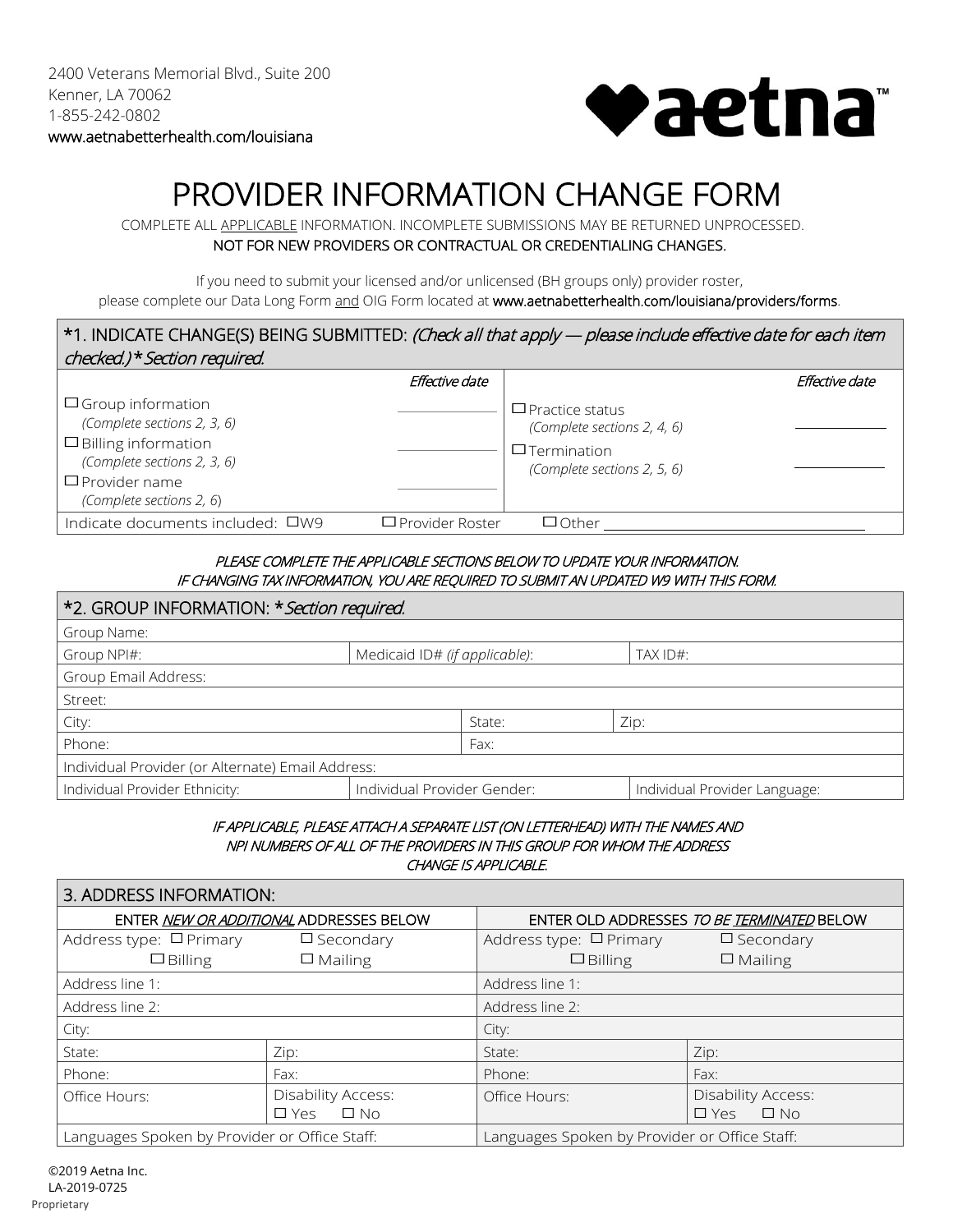2400 Veterans Memorial Blvd., Suite 200
Kenner, LA 70062
1-855-242-0802
www.aetnabetterhealth.com/louisiana

**aetna™**

# PROVIDER INFORMATION CHANGE FORM

COMPLETE ALL APPLICABLE INFORMATION. INCOMPLETE SUBMISSIONS MAY BE RETURNED UNPROCESSED.
NOT FOR NEW PROVIDERS OR CONTRACTUAL OR CREDENTIALING CHANGES.

If you need to submit your licensed and/or unlicensed (BH groups only) provider roster, please complete our Data Long Form and OIG Form located at **www.aetnabetterhealth.com/louisiana/providers/forms**.

## *1. INDICATE CHANGE(S) BEING SUBMITTED: *(Check all that apply — please include effective date for each item checked.)* *Section required.*

| | *Effective date* | | *Effective date* |
|---|---|---|---|
| ☐ Group information *(Complete sections 2, 3, 6)* | ______ | ☐ Practice status *(Complete sections 2, 4, 6)* | ______ |
| ☐ Billing information *(Complete sections 2, 3, 6)* | ______ | ☐ Termination *(Complete sections 2, 5, 6)* | ______ |
| ☐ Provider name *(Complete sections 2, 6)* | ______ | | |

Indicate documents included: ☐ W9 ☐ Provider Roster ☐ Other ______

*PLEASE COMPLETE THE APPLICABLE SECTIONS BELOW TO UPDATE YOUR INFORMATION.*
*IF CHANGING TAX INFORMATION, YOU ARE REQUIRED TO SUBMIT AN UPDATED W9 WITH THIS FORM.*

## *2. GROUP INFORMATION: **Section required.*

| | | |
|---|---|---|
| Group Name: | | |
| Group NPI#: | Medicaid ID# *(if applicable)*: | TAX ID#: |
| Group Email Address: | | |
| Street: | | |
| City: | State: | Zip: |
| Phone: | Fax: | |
| Individual Provider (or Alternate) Email Address: | | |
| Individual Provider Ethnicity: | Individual Provider Gender: | Individual Provider Language: |

*IF APPLICABLE, PLEASE ATTACH A SEPARATE LIST (ON LETTERHEAD) WITH THE NAMES AND NPI NUMBERS OF ALL OF THE PROVIDERS IN THIS GROUP FOR WHOM THE ADDRESS CHANGE IS APPLICABLE.*

## 3. ADDRESS INFORMATION:

| ENTER *NEW OR ADDITIONAL* ADDRESSES BELOW | | ENTER OLD ADDRESSES *TO BE TERMINATED* BELOW | |
|---|---|---|---|
| Address type: ☐ Primary ☐ Billing | ☐ Secondary ☐ Mailing | Address type: ☐ Primary ☐ Billing | ☐ Secondary ☐ Mailing |
| Address line 1: | | Address line 1: | |
| Address line 2: | | Address line 2: | |
| City: | | City: | |
| State: | Zip: | State: | Zip: |
| Phone: | Fax: | Phone: | Fax: |
| Office Hours: | Disability Access: ☐ Yes ☐ No | Office Hours: | Disability Access: ☐ Yes ☐ No |
| Languages Spoken by Provider or Office Staff: | | Languages Spoken by Provider or Office Staff: | |

©2019 Aetna Inc.
LA-2019-0725
Proprietary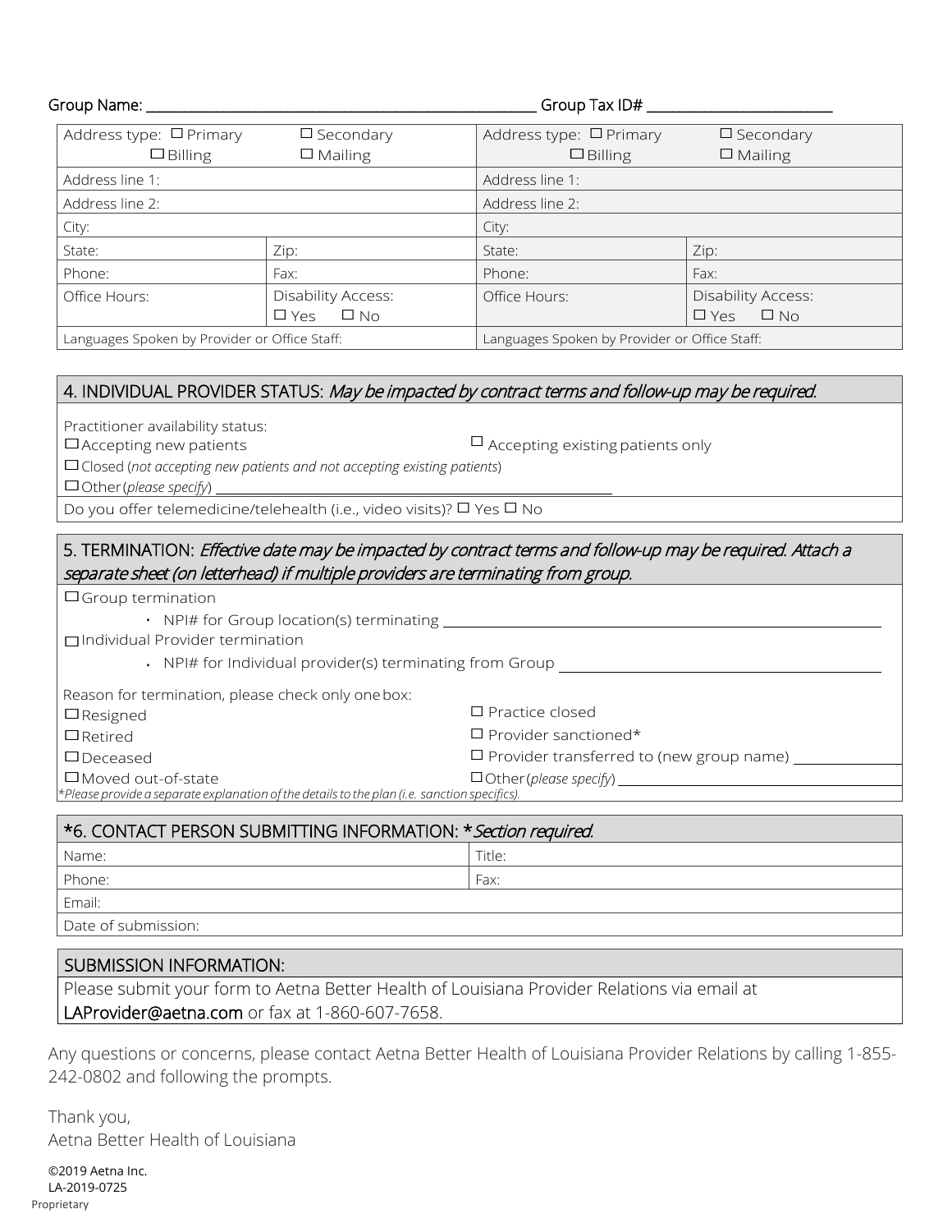Group Name: ______________________________ Group Tax ID# ______________________

| | | | |
|---|---|---|---|
| Address type: ☐ Primary ☐ Billing | ☐ Secondary ☐ Mailing | Address type: ☐ Primary ☐ Billing | ☐ Secondary ☐ Mailing |
| Address line 1: | | Address line 1: | |
| Address line 2: | | Address line 2: | |
| City: | | City: | |
| State: | Zip: | State: | Zip: |
| Phone: | Fax: | Phone: | Fax: |
| Office Hours: | Disability Access: ☐ Yes ☐ No | Office Hours: | Disability Access: ☐ Yes ☐ No |
| Languages Spoken by Provider or Office Staff: | | Languages Spoken by Provider or Office Staff: | |

## 4. INDIVIDUAL PROVIDER STATUS: *May be impacted by contract terms and follow-up may be required.*

Practitioner availability status:

☐ Accepting new patients ☐ Accepting existing patients only

☐ Closed (*not accepting new patients and not accepting existing patients*)

☐ Other (*please specify*) ______________________________

Do you offer telemedicine/telehealth (i.e., video visits)? ☐ Yes ☐ No

## 5. TERMINATION: *Effective date may be impacted by contract terms and follow-up may be required. Attach a separate sheet (on letterhead) if multiple providers are terminating from group.*

☐ Group termination

- NPI# for Group location(s) terminating ______________________________

☐ Individual Provider termination

- NPI# for Individual provider(s) terminating from Group ______________________________

Reason for termination, please check only one box:

☐ Resigned

☐ Retired

☐ Deceased

☐ Moved out-of-state

☐ Practice closed

☐ Provider sanctioned*

☐ Provider transferred to (new group name) ______________

☐ Other (*please specify*) ______________

*\*Please provide a separate explanation of the details to the plan (i.e. sanction specifics).*

## *6. CONTACT PERSON SUBMITTING INFORMATION: **Section required.*

| | |
|---|---|
| Name: | Title: |
| Phone: | Fax: |
| Email: | |
| Date of submission: | |

## SUBMISSION INFORMATION:

Please submit your form to Aetna Better Health of Louisiana Provider Relations via email at LAProvider@aetna.com or fax at 1-860-607-7658.

Any questions or concerns, please contact Aetna Better Health of Louisiana Provider Relations by calling 1-855-242-0802 and following the prompts.

Thank you,
Aetna Better Health of Louisiana

©2019 Aetna Inc.
LA-2019-0725
Proprietary